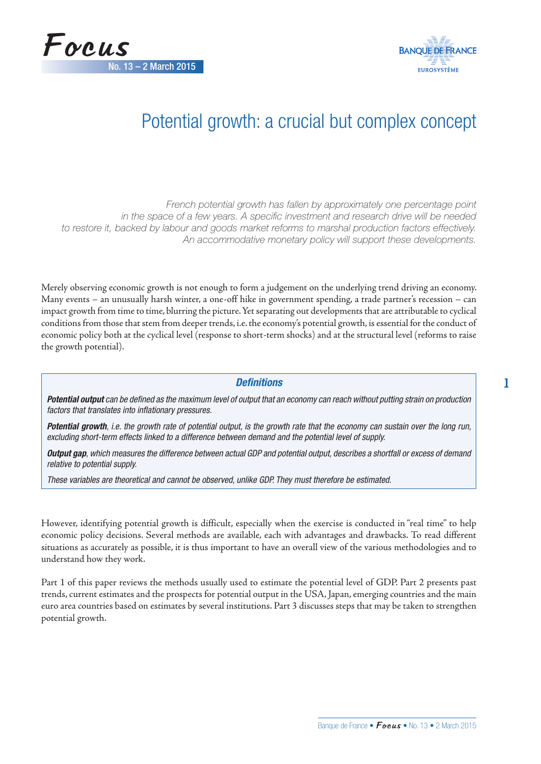Focus
No. 13 – 2 March 2015

# Potential growth: a crucial but complex concept

*French potential growth has fallen by approximately one percentage point in the space of a few years. A specific investment and research drive will be needed to restore it, backed by labour and goods market reforms to marshal production factors effectively. An accommodative monetary policy will support these developments.*

Merely observing economic growth is not enough to form a judgement on the underlying trend driving an economy. Many events – an unusually harsh winter, a one-off hike in government spending, a trade partner's recession – can impact growth from time to time, blurring the picture. Yet separating out developments that are attributable to cyclical conditions from those that stem from deeper trends, i.e. the economy's potential growth, is essential for the conduct of economic policy both at the cyclical level (response to short-term shocks) and at the structural level (reforms to raise the growth potential).

> ***Definitions***
>
> ***Potential output*** *can be defined as the maximum level of output that an economy can reach without putting strain on production factors that translates into inflationary pressures.*
>
> ***Potential growth****, i.e. the growth rate of potential output, is the growth rate that the economy can sustain over the long run, excluding short-term effects linked to a difference between demand and the potential level of supply.*
>
> ***Output gap****, which measures the difference between actual GDP and potential output, describes a shortfall or excess of demand relative to potential supply.*
>
> *These variables are theoretical and cannot be observed, unlike GDP. They must therefore be estimated.*

However, identifying potential growth is difficult, especially when the exercise is conducted in "real time" to help economic policy decisions. Several methods are available, each with advantages and drawbacks. To read different situations as accurately as possible, it is thus important to have an overall view of the various methodologies and to understand how they work.

Part 1 of this paper reviews the methods usually used to estimate the potential level of GDP. Part 2 presents past trends, current estimates and the prospects for potential output in the USA, Japan, emerging countries and the main euro area countries based on estimates by several institutions. Part 3 discusses steps that may be taken to strengthen potential growth.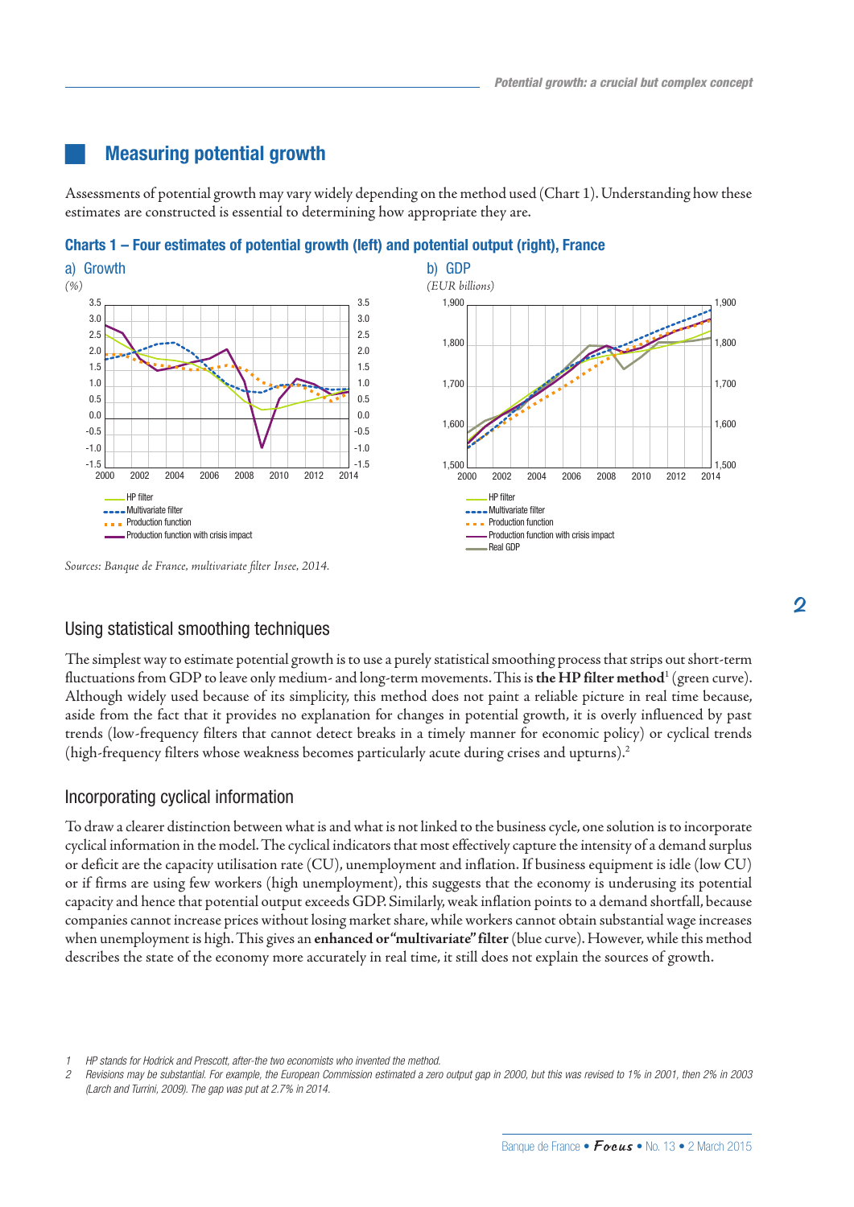## Measuring potential growth

Assessments of potential growth may vary widely depending on the method used (Chart 1). Understanding how these estimates are constructed is essential to determining how appropriate they are.

**Charts 1 – Four estimates of potential growth (left) and potential output (right), France**

a) Growth
*(%)*

b) GDP
*(EUR billions)*

*Sources: Banque de France, multivariate filter Insee, 2014.*

### Using statistical smoothing techniques

The simplest way to estimate potential growth is to use a purely statistical smoothing process that strips out short-term fluctuations from GDP to leave only medium- and long-term movements. This is **the HP filter method**[1] (green curve). Although widely used because of its simplicity, this method does not paint a reliable picture in real time because, aside from the fact that it provides no explanation for changes in potential growth, it is overly influenced by past trends (low-frequency filters that cannot detect breaks in a timely manner for economic policy) or cyclical trends (high-frequency filters whose weakness becomes particularly acute during crises and upturns).[2]

### Incorporating cyclical information

To draw a clearer distinction between what is and what is not linked to the business cycle, one solution is to incorporate cyclical information in the model. The cyclical indicators that most effectively capture the intensity of a demand surplus or deficit are the capacity utilisation rate (CU), unemployment and inflation. If business equipment is idle (low CU) or if firms are using few workers (high unemployment), this suggests that the economy is underusing its potential capacity and hence that potential output exceeds GDP. Similarly, weak inflation points to a demand shortfall, because companies cannot increase prices without losing market share, while workers cannot obtain substantial wage increases when unemployment is high. This gives an **enhanced or "multivariate" filter** (blue curve). However, while this method describes the state of the economy more accurately in real time, it still does not explain the sources of growth.

1 *HP stands for Hodrick and Prescott, after the two economists who invented the method.*

2 *Revisions may be substantial. For example, the European Commission estimated a zero output gap in 2000, but this was revised to 1% in 2001, then 2% in 2003 (Larch and Turrini, 2009). The gap was put at 2.7% in 2014.*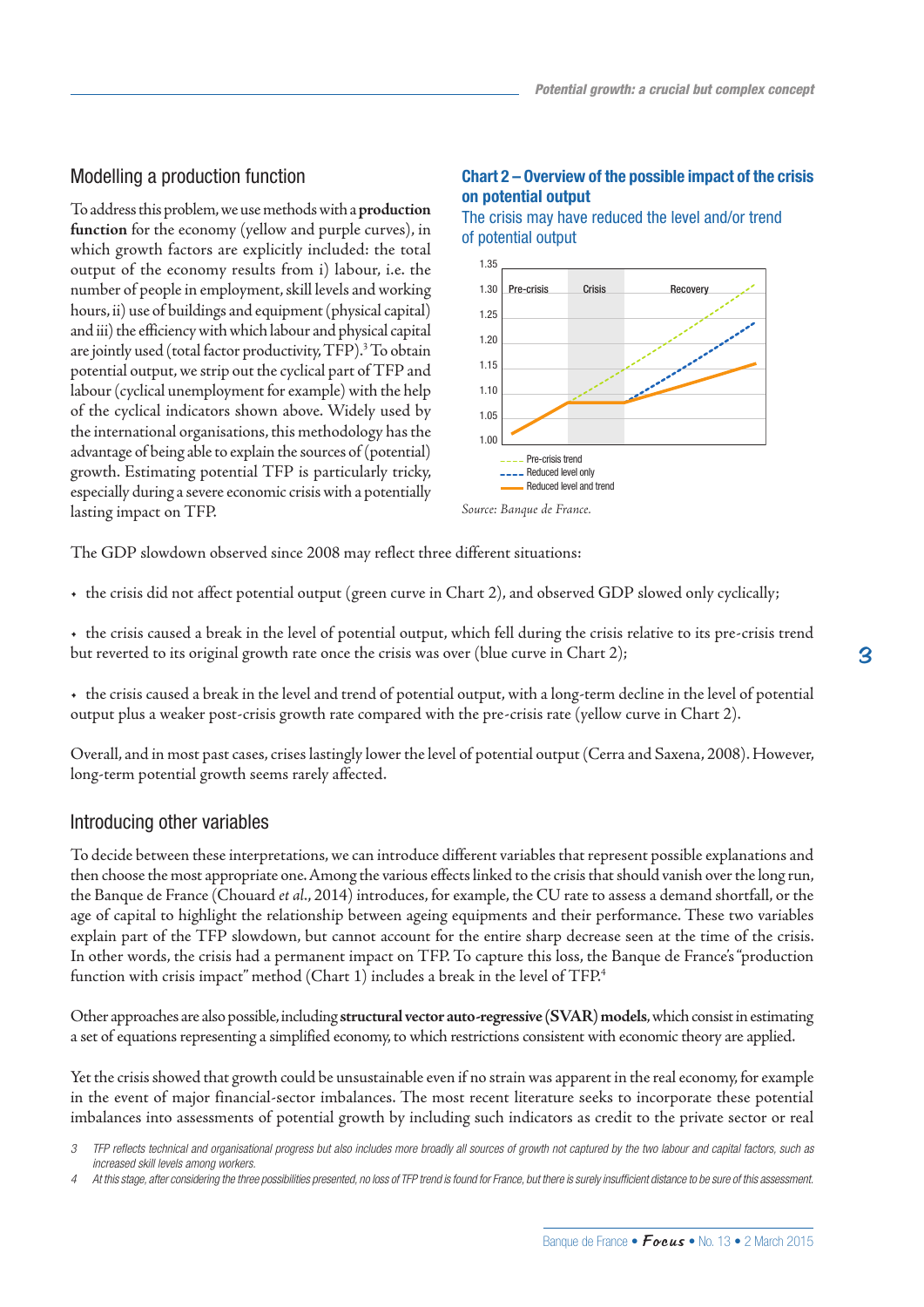## Modelling a production function

To address this problem, we use methods with a **production function** for the economy (yellow and purple curves), in which growth factors are explicitly included: the total output of the economy results from i) labour, i.e. the number of people in employment, skill levels and working hours, ii) use of buildings and equipment (physical capital) and iii) the efficiency with which labour and physical capital are jointly used (total factor productivity, TFP).[3] To obtain potential output, we strip out the cyclical part of TFP and labour (cyclical unemployment for example) with the help of the cyclical indicators shown above. Widely used by the international organisations, this methodology has the advantage of being able to explain the sources of (potential) growth. Estimating potential TFP is particularly tricky, especially during a severe economic crisis with a potentially lasting impact on TFP.

**Chart 2 – Overview of the possible impact of the crisis on potential output**

The crisis may have reduced the level and/or trend of potential output

Pre-crisis | Crisis | Recovery

Pre-crisis trend
Reduced level only
Reduced level and trend

*Source: Banque de France.*

The GDP slowdown observed since 2008 may reflect three different situations:

- the crisis did not affect potential output (green curve in Chart 2), and observed GDP slowed only cyclically;
- the crisis caused a break in the level of potential output, which fell during the crisis relative to its pre-crisis trend but reverted to its original growth rate once the crisis was over (blue curve in Chart 2);
- the crisis caused a break in the level and trend of potential output, with a long-term decline in the level of potential output plus a weaker post-crisis growth rate compared with the pre-crisis rate (yellow curve in Chart 2).

Overall, and in most past cases, crises lastingly lower the level of potential output (Cerra and Saxena, 2008). However, long-term potential growth seems rarely affected.

## Introducing other variables

To decide between these interpretations, we can introduce different variables that represent possible explanations and then choose the most appropriate one. Among the various effects linked to the crisis that should vanish over the long run, the Banque de France (Chouard *et al.*, 2014) introduces, for example, the CU rate to assess a demand shortfall, or the age of capital to highlight the relationship between ageing equipments and their performance. These two variables explain part of the TFP slowdown, but cannot account for the entire sharp decrease seen at the time of the crisis. In other words, the crisis had a permanent impact on TFP. To capture this loss, the Banque de France's "production function with crisis impact" method (Chart 1) includes a break in the level of TFP.[4]

Other approaches are also possible, including **structural vector auto-regressive (SVAR) models**, which consist in estimating a set of equations representing a simplified economy, to which restrictions consistent with economic theory are applied.

Yet the crisis showed that growth could be unsustainable even if no strain was apparent in the real economy, for example in the event of major financial-sector imbalances. The most recent literature seeks to incorporate these potential imbalances into assessments of potential growth by including such indicators as credit to the private sector or real

---

3 TFP reflects technical and organisational progress but also includes more broadly all sources of growth not captured by the two labour and capital factors, such as increased skill levels among workers.

4 At this stage, after considering the three possibilities presented, no loss of TFP trend is found for France, but there is surely insufficient distance to be sure of this assessment.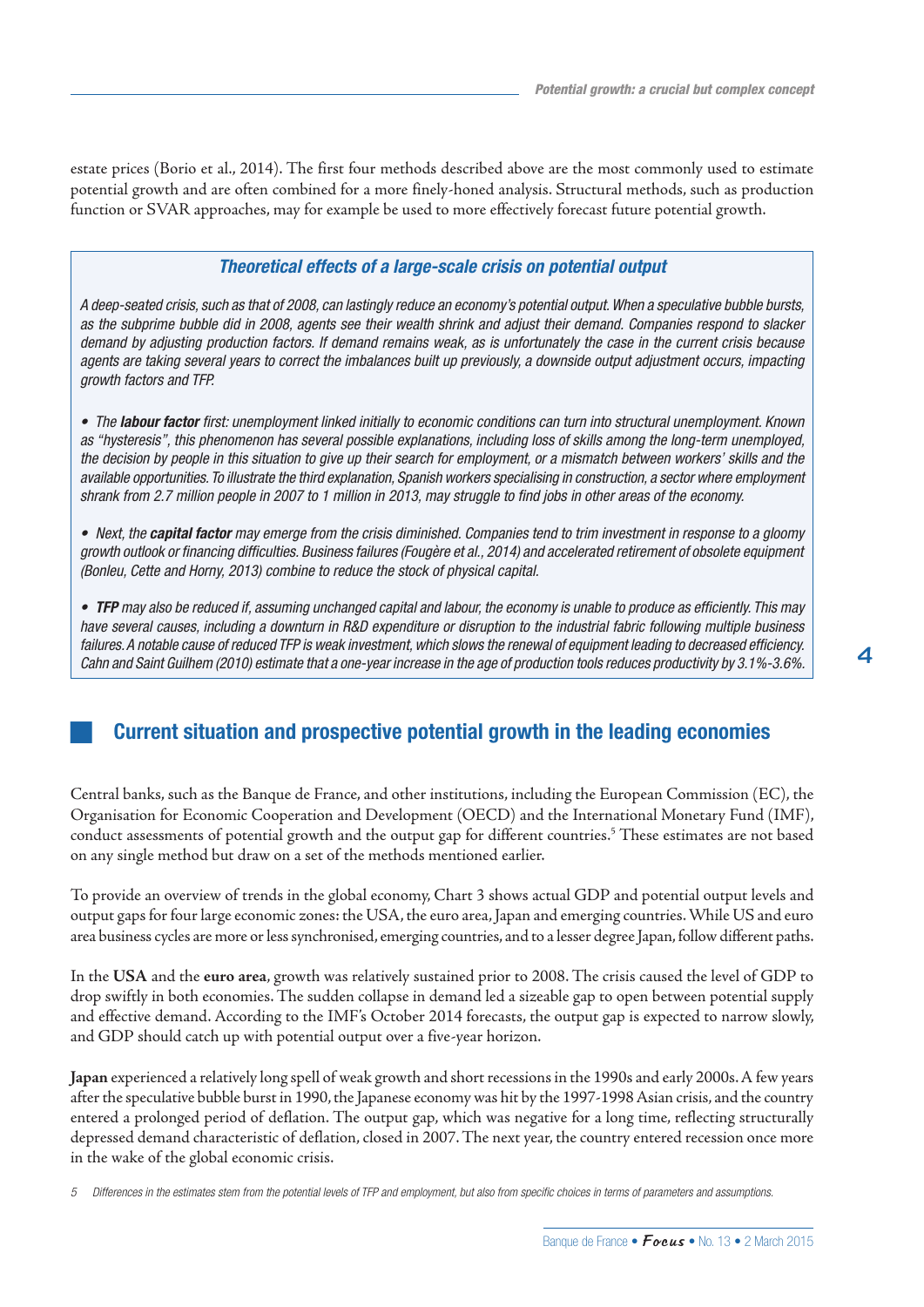estate prices (Borio et al., 2014). The first four methods described above are the most commonly used to estimate potential growth and are often combined for a more finely-honed analysis. Structural methods, such as production function or SVAR approaches, may for example be used to more effectively forecast future potential growth.

### *Theoretical effects of a large-scale crisis on potential output*

*A deep-seated crisis, such as that of 2008, can lastingly reduce an economy's potential output. When a speculative bubble bursts, as the subprime bubble did in 2008, agents see their wealth shrink and adjust their demand. Companies respond to slacker demand by adjusting production factors. If demand remains weak, as is unfortunately the case in the current crisis because agents are taking several years to correct the imbalances built up previously, a downside output adjustment occurs, impacting growth factors and TFP.*

- *The* ***labour factor*** *first: unemployment linked initially to economic conditions can turn into structural unemployment. Known as "hysteresis", this phenomenon has several possible explanations, including loss of skills among the long-term unemployed, the decision by people in this situation to give up their search for employment, or a mismatch between workers' skills and the available opportunities. To illustrate the third explanation, Spanish workers specialising in construction, a sector where employment shrank from 2.7 million people in 2007 to 1 million in 2013, may struggle to find jobs in other areas of the economy.*

- *Next, the* ***capital factor*** *may emerge from the crisis diminished. Companies tend to trim investment in response to a gloomy growth outlook or financing difficulties. Business failures (Fougère et al., 2014) and accelerated retirement of obsolete equipment (Bonleu, Cette and Horny, 2013) combine to reduce the stock of physical capital.*

- ***TFP*** *may also be reduced if, assuming unchanged capital and labour, the economy is unable to produce as efficiently. This may have several causes, including a downturn in R&D expenditure or disruption to the industrial fabric following multiple business failures. A notable cause of reduced TFP is weak investment, which slows the renewal of equipment leading to decreased efficiency. Cahn and Saint Guilhem (2010) estimate that a one-year increase in the age of production tools reduces productivity by 3.1%-3.6%.*

## Current situation and prospective potential growth in the leading economies

Central banks, such as the Banque de France, and other institutions, including the European Commission (EC), the Organisation for Economic Cooperation and Development (OECD) and the International Monetary Fund (IMF), conduct assessments of potential growth and the output gap for different countries.[5] These estimates are not based on any single method but draw on a set of the methods mentioned earlier.

To provide an overview of trends in the global economy, Chart 3 shows actual GDP and potential output levels and output gaps for four large economic zones: the USA, the euro area, Japan and emerging countries. While US and euro area business cycles are more or less synchronised, emerging countries, and to a lesser degree Japan, follow different paths.

In the **USA** and the **euro area**, growth was relatively sustained prior to 2008. The crisis caused the level of GDP to drop swiftly in both economies. The sudden collapse in demand led a sizeable gap to open between potential supply and effective demand. According to the IMF's October 2014 forecasts, the output gap is expected to narrow slowly, and GDP should catch up with potential output over a five-year horizon.

**Japan** experienced a relatively long spell of weak growth and short recessions in the 1990s and early 2000s. A few years after the speculative bubble burst in 1990, the Japanese economy was hit by the 1997-1998 Asian crisis, and the country entered a prolonged period of deflation. The output gap, which was negative for a long time, reflecting structurally depressed demand characteristic of deflation, closed in 2007. The next year, the country entered recession once more in the wake of the global economic crisis.

5 Differences in the estimates stem from the potential levels of TFP and employment, but also from specific choices in terms of parameters and assumptions.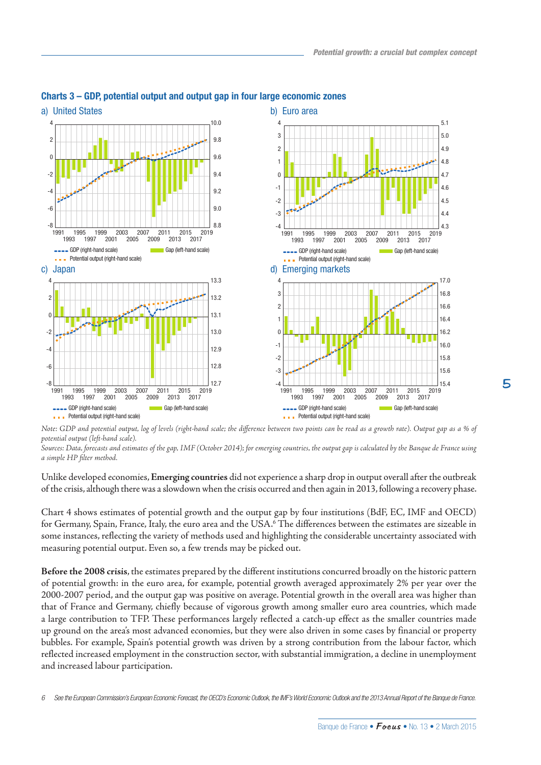## Charts 3 – GDP, potential output and output gap in four large economic zones

a) United States

b) Euro area

c) Japan

d) Emerging markets

GDP (right-hand scale) — Potential output (right-hand scale) — Gap (left-hand scale)

*Note: GDP and potential output, log of levels (right-hand scale; the difference between two points can be read as a growth rate). Output gap as a % of potential output (left-hand scale).*

*Sources: Data, forecasts and estimates of the gap, IMF (October 2014); for emerging countries, the output gap is calculated by the Banque de France using a simple HP filter method.*

Unlike developed economies, **Emerging countries** did not experience a sharp drop in output overall after the outbreak of the crisis, although there was a slowdown when the crisis occurred and then again in 2013, following a recovery phase.

Chart 4 shows estimates of potential growth and the output gap by four institutions (BdF, EC, IMF and OECD) for Germany, Spain, France, Italy, the euro area and the USA.[6] The differences between the estimates are sizeable in some instances, reflecting the variety of methods used and highlighting the considerable uncertainty associated with measuring potential output. Even so, a few trends may be picked out.

**Before the 2008 crisis**, the estimates prepared by the different institutions concurred broadly on the historic pattern of potential growth: in the euro area, for example, potential growth averaged approximately 2% per year over the 2000-2007 period, and the output gap was positive on average. Potential growth in the overall area was higher than that of France and Germany, chiefly because of vigorous growth among smaller euro area countries, which made a large contribution to TFP. These performances largely reflected a catch-up effect as the smaller countries made up ground on the area's most advanced economies, but they were also driven in some cases by financial or property bubbles. For example, Spain's potential growth was driven by a strong contribution from the labour factor, which reflected increased employment in the construction sector, with substantial immigration, a decline in unemployment and increased labour participation.

6 See the European Commission's European Economic Forecast, the OECD's Economic Outlook, the IMF's World Economic Outlook and the 2013 Annual Report of the Banque de France.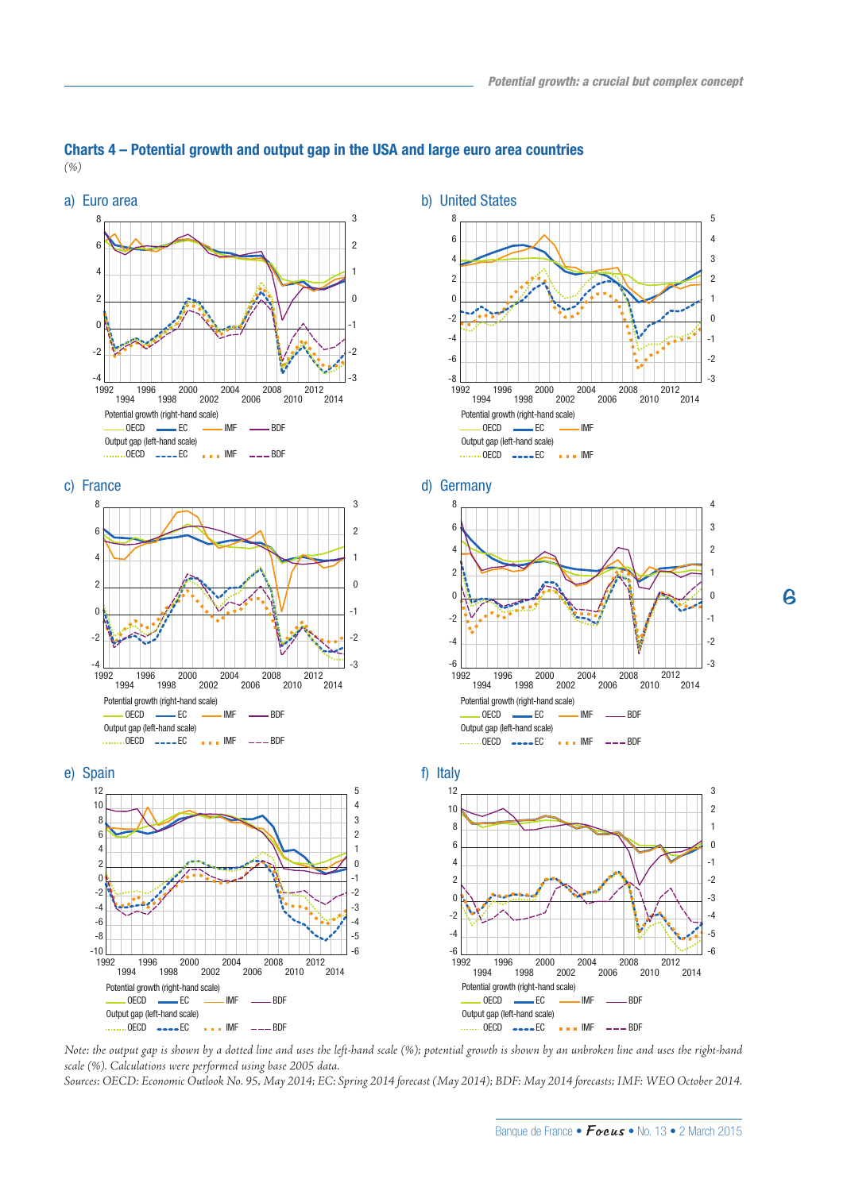## Charts 4 – Potential growth and output gap in the USA and large euro area countries

*(%)*

a) Euro area

Potential growth (right-hand scale): OECD, EC, IMF, BDF
Output gap (left-hand scale): OECD, EC, IMF, BDF

b) United States

Potential growth (right-hand scale): OECD, EC, IMF
Output gap (left-hand scale): OECD, EC, IMF

c) France

Potential growth (right-hand scale): OECD, EC, IMF, BDF
Output gap (left-hand scale): OECD, EC, IMF, BDF

d) Germany

Potential growth (right-hand scale): OECD, EC, IMF, BDF
Output gap (left-hand scale): OECD, EC, IMF, BDF

e) Spain

Potential growth (right-hand scale): OECD, EC, IMF, BDF
Output gap (left-hand scale): OECD, EC, IMF, BDF

f) Italy

Potential growth (right-hand scale): OECD, EC, IMF, BDF
Output gap (left-hand scale): OECD, EC, IMF, BDF

*Note: the output gap is shown by a dotted line and uses the left-hand scale (%); potential growth is shown by an unbroken line and uses the right-hand scale (%). Calculations were performed using base 2005 data.*
*Sources: OECD: Economic Outlook No. 95, May 2014; EC: Spring 2014 forecast (May 2014); BDF: May 2014 forecasts; IMF: WEO October 2014.*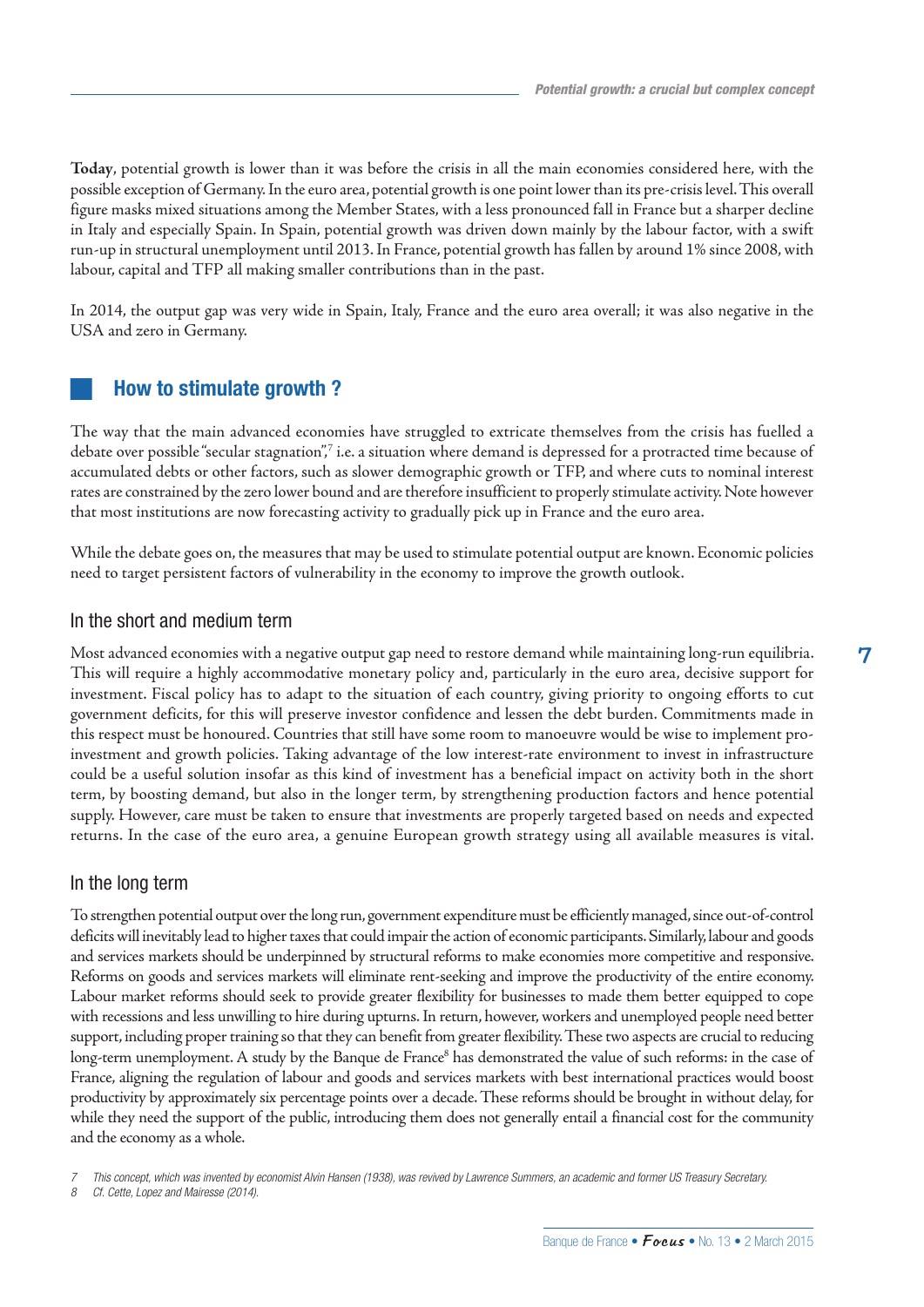**Today**, potential growth is lower than it was before the crisis in all the main economies considered here, with the possible exception of Germany. In the euro area, potential growth is one point lower than its pre-crisis level. This overall figure masks mixed situations among the Member States, with a less pronounced fall in France but a sharper decline in Italy and especially Spain. In Spain, potential growth was driven down mainly by the labour factor, with a swift run-up in structural unemployment until 2013. In France, potential growth has fallen by around 1% since 2008, with labour, capital and TFP all making smaller contributions than in the past.

In 2014, the output gap was very wide in Spain, Italy, France and the euro area overall; it was also negative in the USA and zero in Germany.

## How to stimulate growth ?

The way that the main advanced economies have struggled to extricate themselves from the crisis has fuelled a debate over possible "secular stagnation",[7] i.e. a situation where demand is depressed for a protracted time because of accumulated debts or other factors, such as slower demographic growth or TFP, and where cuts to nominal interest rates are constrained by the zero lower bound and are therefore insufficient to properly stimulate activity. Note however that most institutions are now forecasting activity to gradually pick up in France and the euro area.

While the debate goes on, the measures that may be used to stimulate potential output are known. Economic policies need to target persistent factors of vulnerability in the economy to improve the growth outlook.

### In the short and medium term

Most advanced economies with a negative output gap need to restore demand while maintaining long-run equilibria. This will require a highly accommodative monetary policy and, particularly in the euro area, decisive support for investment. Fiscal policy has to adapt to the situation of each country, giving priority to ongoing efforts to cut government deficits, for this will preserve investor confidence and lessen the debt burden. Commitments made in this respect must be honoured. Countries that still have some room to manoeuvre would be wise to implement pro-investment and growth policies. Taking advantage of the low interest-rate environment to invest in infrastructure could be a useful solution insofar as this kind of investment has a beneficial impact on activity both in the short term, by boosting demand, but also in the longer term, by strengthening production factors and hence potential supply. However, care must be taken to ensure that investments are properly targeted based on needs and expected returns. In the case of the euro area, a genuine European growth strategy using all available measures is vital.

### In the long term

To strengthen potential output over the long run, government expenditure must be efficiently managed, since out-of-control deficits will inevitably lead to higher taxes that could impair the action of economic participants. Similarly, labour and goods and services markets should be underpinned by structural reforms to make economies more competitive and responsive. Reforms on goods and services markets will eliminate rent-seeking and improve the productivity of the entire economy. Labour market reforms should seek to provide greater flexibility for businesses to made them better equipped to cope with recessions and less unwilling to hire during upturns. In return, however, workers and unemployed people need better support, including proper training so that they can benefit from greater flexibility. These two aspects are crucial to reducing long-term unemployment. A study by the Banque de France[8] has demonstrated the value of such reforms: in the case of France, aligning the regulation of labour and goods and services markets with best international practices would boost productivity by approximately six percentage points over a decade. These reforms should be brought in without delay, for while they need the support of the public, introducing them does not generally entail a financial cost for the community and the economy as a whole.

*7 This concept, which was invented by economist Alvin Hansen (1938), was revived by Lawrence Summers, an academic and former US Treasury Secretary.*

*8 Cf. Cette, Lopez and Mairesse (2014).*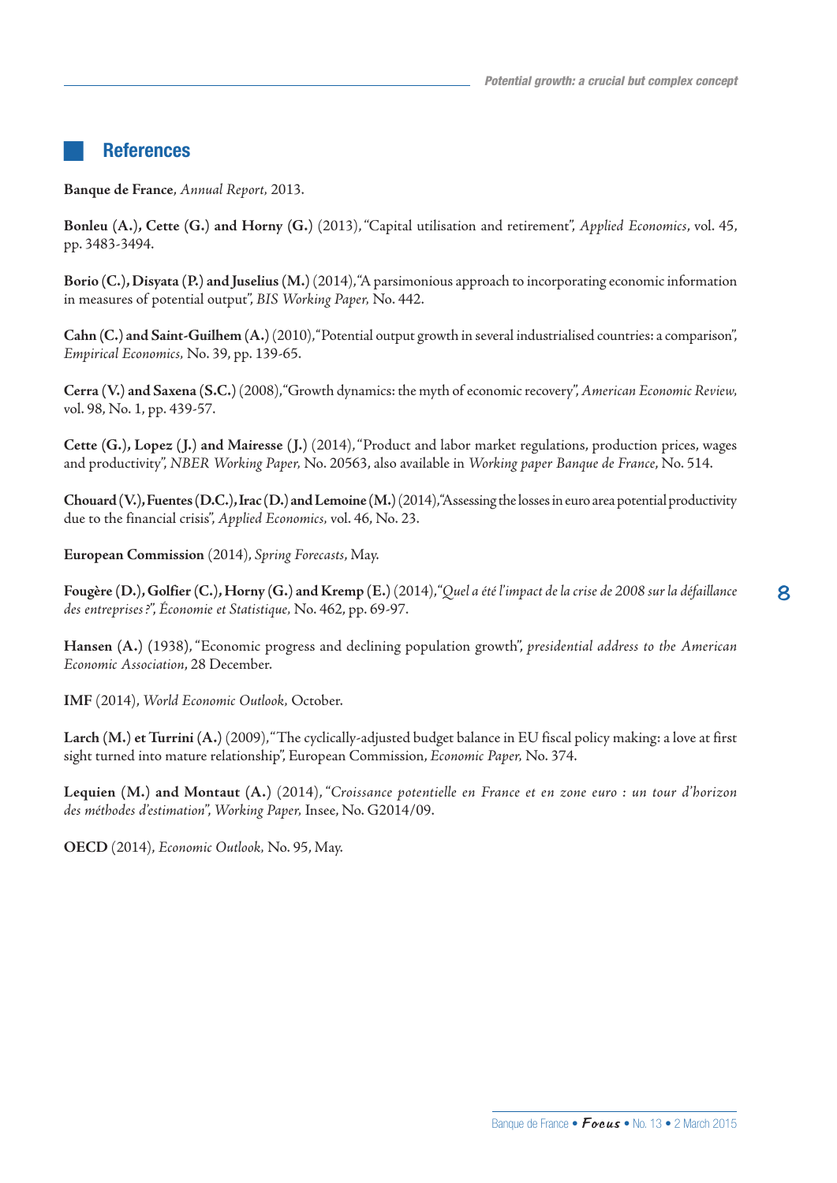## References

**Banque de France**, *Annual Report,* 2013.

**Bonleu (A.), Cette (G.) and Horny (G.)** (2013), "Capital utilisation and retirement", *Applied Economics*, vol. 45, pp. 3483-3494.

**Borio (C.), Disyata (P.) and Juselius (M.)** (2014), "A parsimonious approach to incorporating economic information in measures of potential output", *BIS Working Paper,* No. 442.

**Cahn (C.) and Saint-Guilhem (A.)** (2010), "Potential output growth in several industrialised countries: a comparison", *Empirical Economics,* No. 39, pp. 139-65.

**Cerra (V.) and Saxena (S.C.)** (2008), "Growth dynamics: the myth of economic recovery", *American Economic Review,* vol. 98, No. 1, pp. 439-57.

**Cette (G.), Lopez (J.) and Mairesse (J.)** (2014), "Product and labor market regulations, production prices, wages and productivity", *NBER Working Paper,* No. 20563, also available in *Working paper Banque de France*, No. 514.

**Chouard (V.), Fuentes (D.C.), Irac (D.) and Lemoine (M.)** (2014), "Assessing the losses in euro area potential productivity due to the financial crisis", *Applied Economics*, vol. 46, No. 23.

**European Commission** (2014), *Spring Forecasts*, May.

**Fougère (D.), Golfier (C.), Horny (G.) and Kremp (E.)** (2014), "*Quel a été l'impact de la crise de 2008 sur la défaillance des entreprises ?*", *Économie et Statistique,* No. 462, pp. 69-97.

**Hansen (A.)** (1938), "Economic progress and declining population growth", *presidential address to the American Economic Association*, 28 December.

**IMF** (2014), *World Economic Outlook,* October.

**Larch (M.) et Turrini (A.)** (2009), "The cyclically-adjusted budget balance in EU fiscal policy making: a love at first sight turned into mature relationship", European Commission, *Economic Paper,* No. 374.

**Lequien (M.) and Montaut (A.)** (2014), "*Croissance potentielle en France et en zone euro : un tour d'horizon des méthodes d'estimation*", *Working Paper,* Insee, No. G2014/09.

**OECD** (2014), *Economic Outlook,* No. 95, May.